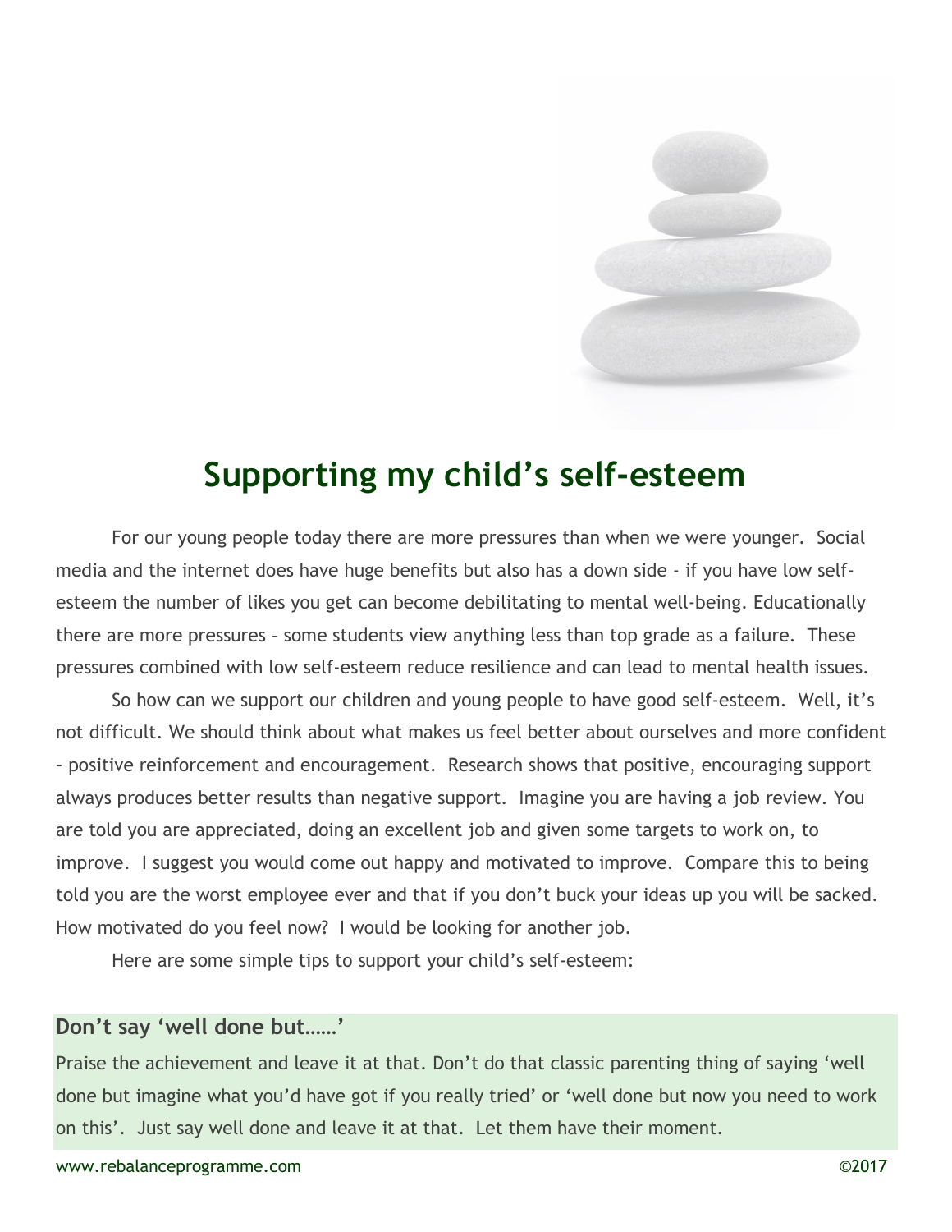# Supporting my child's self-esteem

For our young people today there are more pressures than when we were younger. Social media and the internet does have huge benefits but also has a down side - if you have low self-esteem the number of likes you get can become debilitating to mental well-being. Educationally there are more pressures – some students view anything less than top grade as a failure. These pressures combined with low self-esteem reduce resilience and can lead to mental health issues.

So how can we support our children and young people to have good self-esteem. Well, it's not difficult. We should think about what makes us feel better about ourselves and more confident – positive reinforcement and encouragement. Research shows that positive, encouraging support always produces better results than negative support. Imagine you are having a job review. You are told you are appreciated, doing an excellent job and given some targets to work on, to improve. I suggest you would come out happy and motivated to improve. Compare this to being told you are the worst employee ever and that if you don't buck your ideas up you will be sacked. How motivated do you feel now? I would be looking for another job.

Here are some simple tips to support your child's self-esteem:

### Don't say 'well done but……'

Praise the achievement and leave it at that. Don't do that classic parenting thing of saying 'well done but imagine what you'd have got if you really tried' or 'well done but now you need to work on this'. Just say well done and leave it at that. Let them have their moment.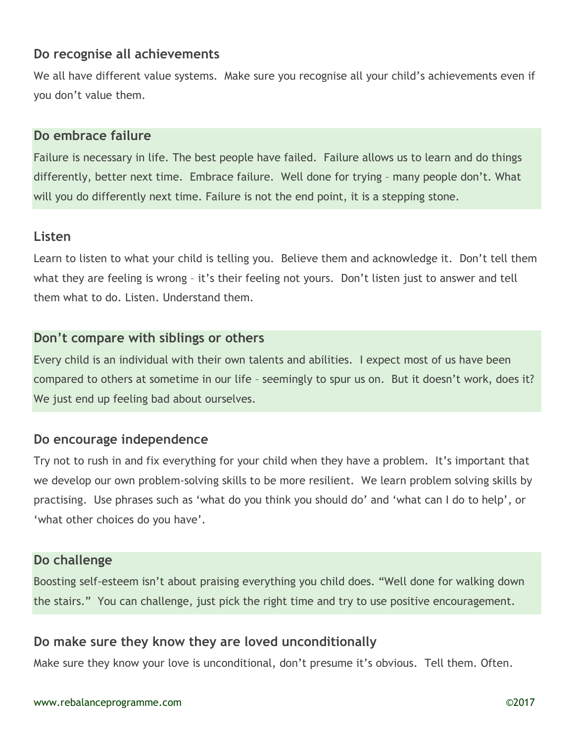### Do recognise all achievements

We all have different value systems. Make sure you recognise all your child's achievements even if you don't value them.

### Do embrace failure

Failure is necessary in life. The best people have failed. Failure allows us to learn and do things differently, better next time. Embrace failure. Well done for trying – many people don't. What will you do differently next time. Failure is not the end point, it is a stepping stone.

### Listen

Learn to listen to what your child is telling you. Believe them and acknowledge it. Don't tell them what they are feeling is wrong – it's their feeling not yours. Don't listen just to answer and tell them what to do. Listen. Understand them.

### Don't compare with siblings or others

Every child is an individual with their own talents and abilities. I expect most of us have been compared to others at sometime in our life – seemingly to spur us on. But it doesn't work, does it? We just end up feeling bad about ourselves.

### Do encourage independence

Try not to rush in and fix everything for your child when they have a problem. It's important that we develop our own problem-solving skills to be more resilient. We learn problem solving skills by practising. Use phrases such as 'what do you think you should do' and 'what can I do to help', or 'what other choices do you have'.

### Do challenge

Boosting self-esteem isn't about praising everything you child does. "Well done for walking down the stairs." You can challenge, just pick the right time and try to use positive encouragement.

### Do make sure they know they are loved unconditionally

Make sure they know your love is unconditional, don't presume it's obvious. Tell them. Often.

www.rebalanceprogramme.com ©2017